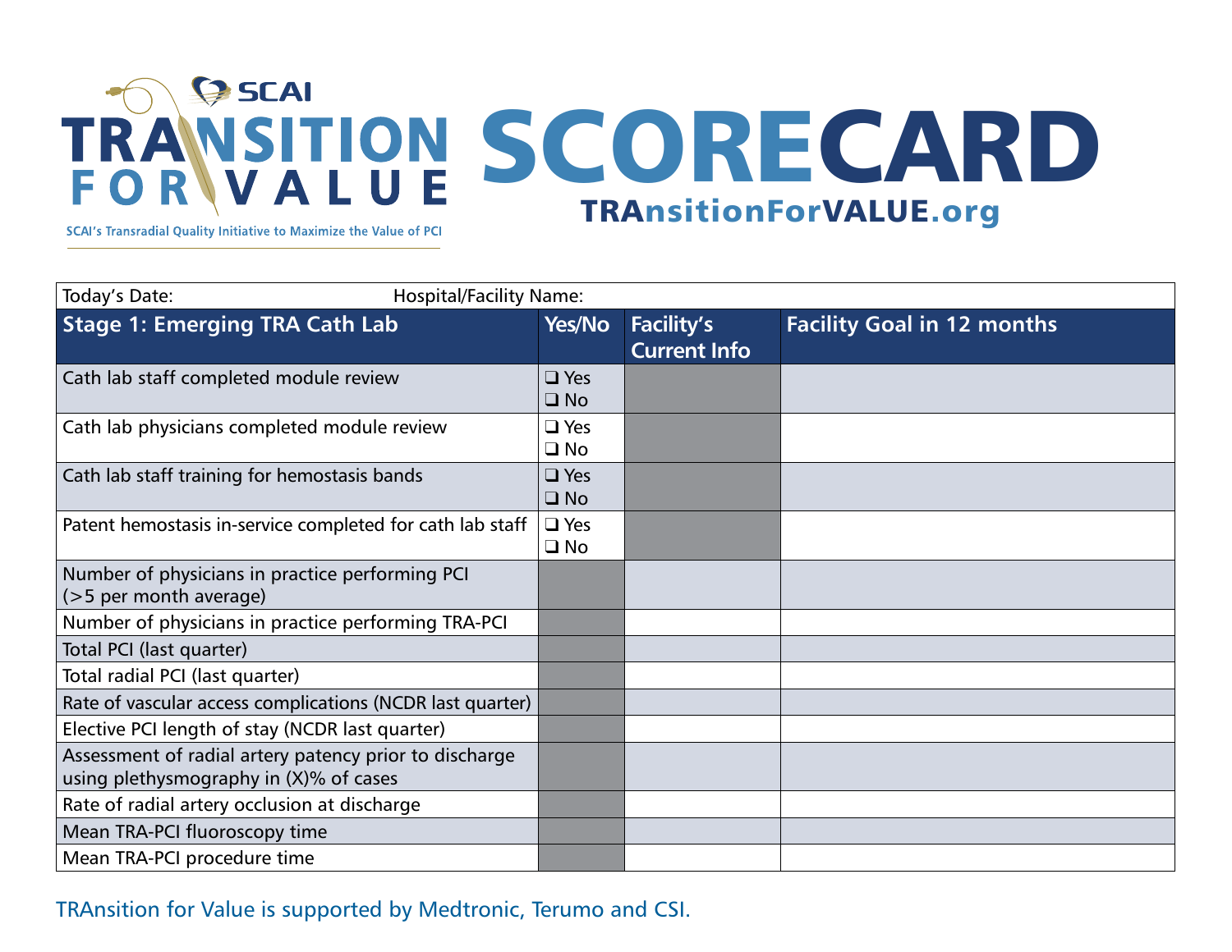# SCAI TRANSITION FOR VALUE

SCAI's Transradial Quality Initiative to Maximize the Value of PCI

# SCORECARD

**TRAnsitionForVALUE.org**

Today's Date: Hospital/Facility Name:

| Stage 1: Emerging TRA Cath Lab | Yes/No | Facility's Current Info | Facility Goal in 12 months |
|---|---|---|---|
| Cath lab staff completed module review | ❑ Yes ❑ No | | |
| Cath lab physicians completed module review | ❑ Yes ❑ No | | |
| Cath lab staff training for hemostasis bands | ❑ Yes ❑ No | | |
| Patent hemostasis in-service completed for cath lab staff | ❑ Yes ❑ No | | |
| Number of physicians in practice performing PCI (>5 per month average) | | | |
| Number of physicians in practice performing TRA-PCI | | | |
| Total PCI (last quarter) | | | |
| Total radial PCI (last quarter) | | | |
| Rate of vascular access complications (NCDR last quarter) | | | |
| Elective PCI length of stay (NCDR last quarter) | | | |
| Assessment of radial artery patency prior to discharge using plethysmography in (X)% of cases | | | |
| Rate of radial artery occlusion at discharge | | | |
| Mean TRA-PCI fluoroscopy time | | | |
| Mean TRA-PCI procedure time | | | |

TRAnsition for Value is supported by Medtronic, Terumo and CSI.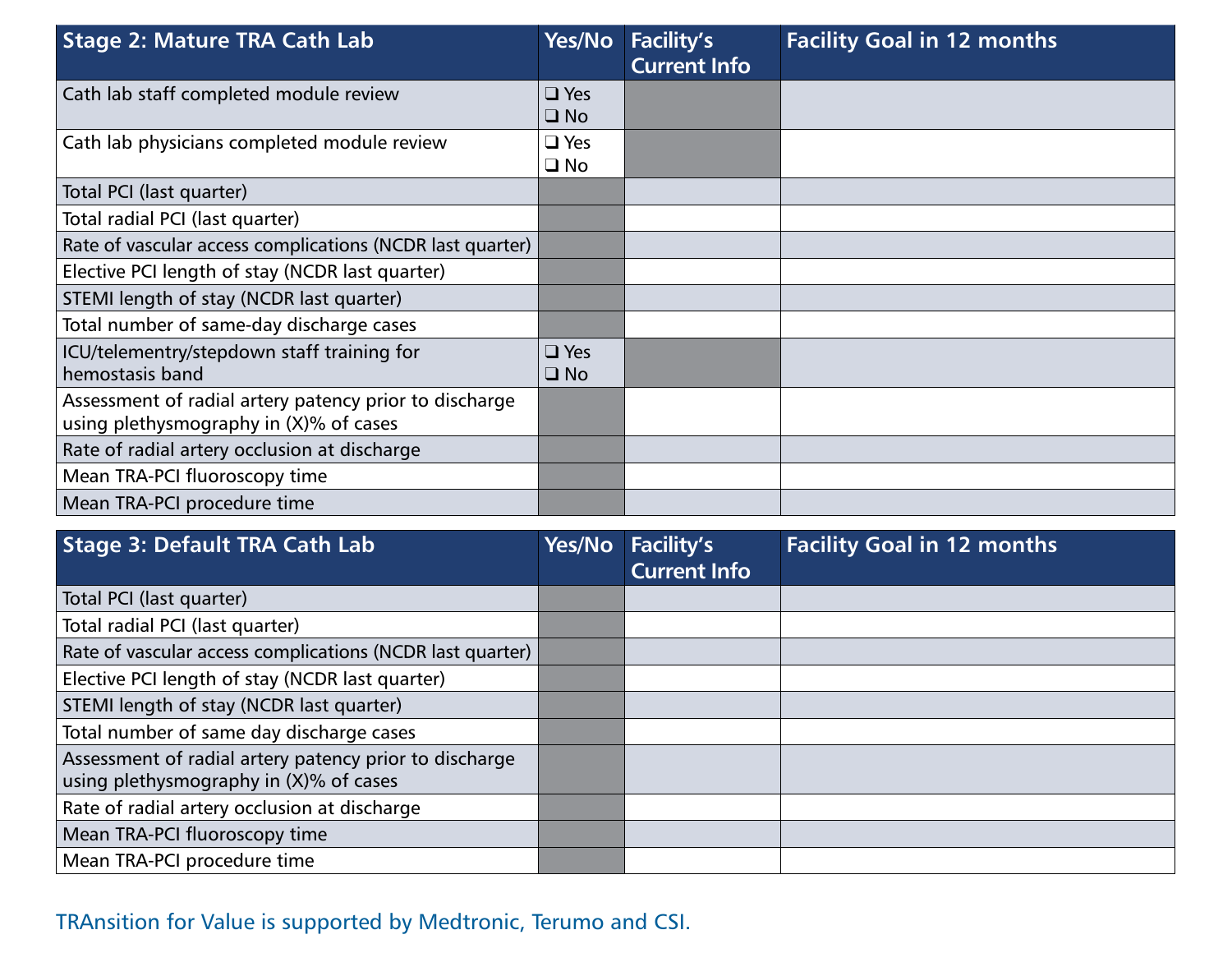| Stage 2: Mature TRA Cath Lab | Yes/No | Facility's Current Info | Facility Goal in 12 months |
|---|---|---|---|
| Cath lab staff completed module review | ❑ Yes ❑ No | | |
| Cath lab physicians completed module review | ❑ Yes ❑ No | | |
| Total PCI (last quarter) | | | |
| Total radial PCI (last quarter) | | | |
| Rate of vascular access complications (NCDR last quarter) | | | |
| Elective PCI length of stay (NCDR last quarter) | | | |
| STEMI length of stay (NCDR last quarter) | | | |
| Total number of same-day discharge cases | | | |
| ICU/telementry/stepdown staff training for hemostasis band | ❑ Yes ❑ No | | |
| Assessment of radial artery patency prior to discharge using plethysmography in (X)% of cases | | | |
| Rate of radial artery occlusion at discharge | | | |
| Mean TRA-PCI fluoroscopy time | | | |
| Mean TRA-PCI procedure time | | | |

| Stage 3: Default TRA Cath Lab | Yes/No | Facility's Current Info | Facility Goal in 12 months |
|---|---|---|---|
| Total PCI (last quarter) | | | |
| Total radial PCI (last quarter) | | | |
| Rate of vascular access complications (NCDR last quarter) | | | |
| Elective PCI length of stay (NCDR last quarter) | | | |
| STEMI length of stay (NCDR last quarter) | | | |
| Total number of same day discharge cases | | | |
| Assessment of radial artery patency prior to discharge using plethysmography in (X)% of cases | | | |
| Rate of radial artery occlusion at discharge | | | |
| Mean TRA-PCI fluoroscopy time | | | |
| Mean TRA-PCI procedure time | | | |

TRAnsition for Value is supported by Medtronic, Terumo and CSI.